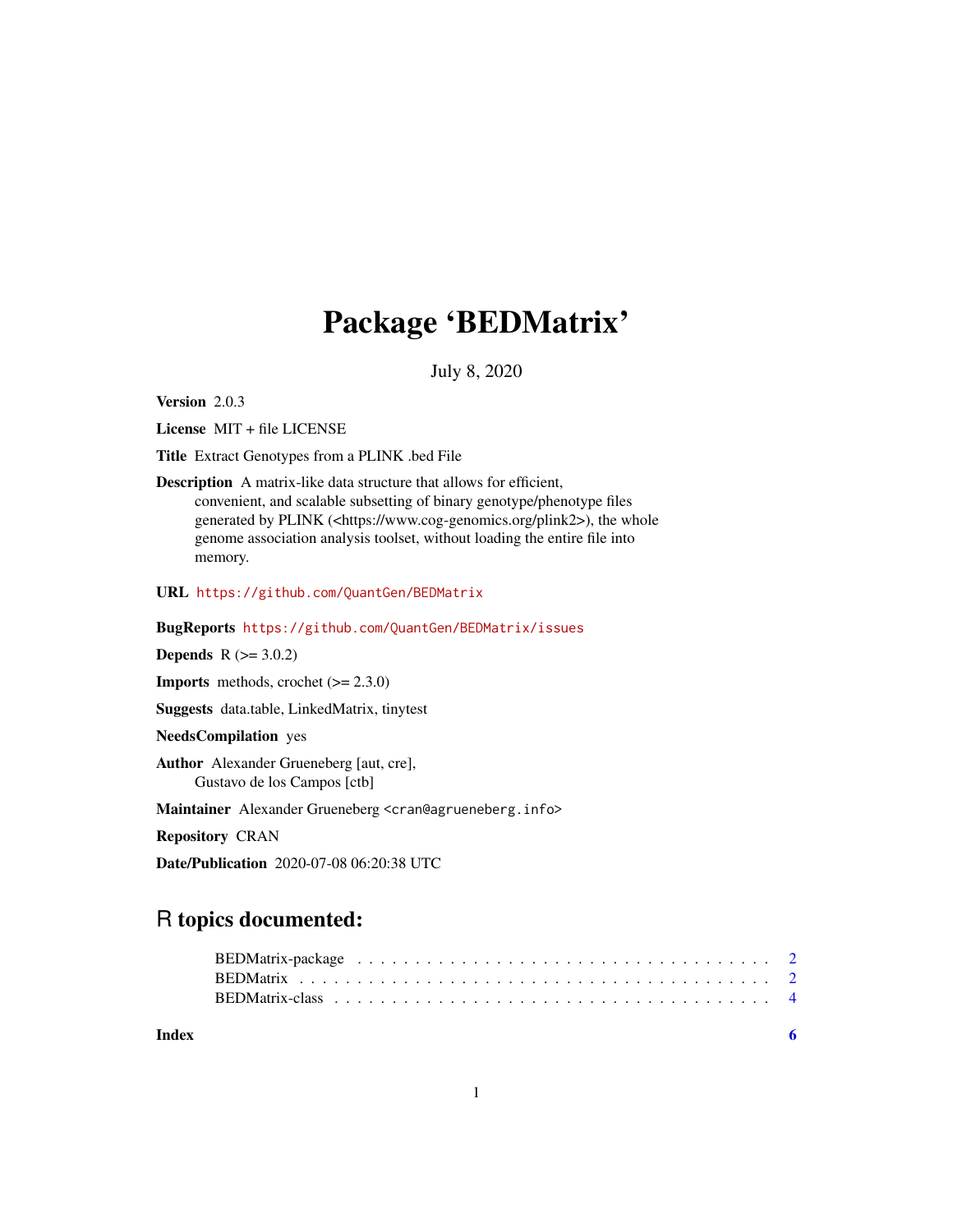# Package 'BEDMatrix'

July 8, 2020

**Version** 2.0.3

**License** MIT + file LICENSE

**Title** Extract Genotypes from a PLINK .bed File

**Description** A matrix-like data structure that allows for efficient, convenient, and scalable subsetting of binary genotype/phenotype files generated by PLINK (<https://www.cog-genomics.org/plink2>), the whole genome association analysis toolset, without loading the entire file into memory.

**URL** https://github.com/QuantGen/BEDMatrix

**BugReports** https://github.com/QuantGen/BEDMatrix/issues

**Depends** R (>= 3.0.2)

**Imports** methods, crochet (>= 2.3.0)

**Suggests** data.table, LinkedMatrix, tinytest

**NeedsCompilation** yes

**Author** Alexander Grueneberg [aut, cre], Gustavo de los Campos [ctb]

**Maintainer** Alexander Grueneberg <cran@agrueneberg.info>

**Repository** CRAN

**Date/Publication** 2020-07-08 06:20:38 UTC

## R topics documented:

- BEDMatrix-package . . . . . . . . . . . . . . . . . . . . . . . . . . . . . . . . . . . 2
- BEDMatrix . . . . . . . . . . . . . . . . . . . . . . . . . . . . . . . . . . . . . . . . . 2
- BEDMatrix-class . . . . . . . . . . . . . . . . . . . . . . . . . . . . . . . . . . . . . 4

**Index** **6**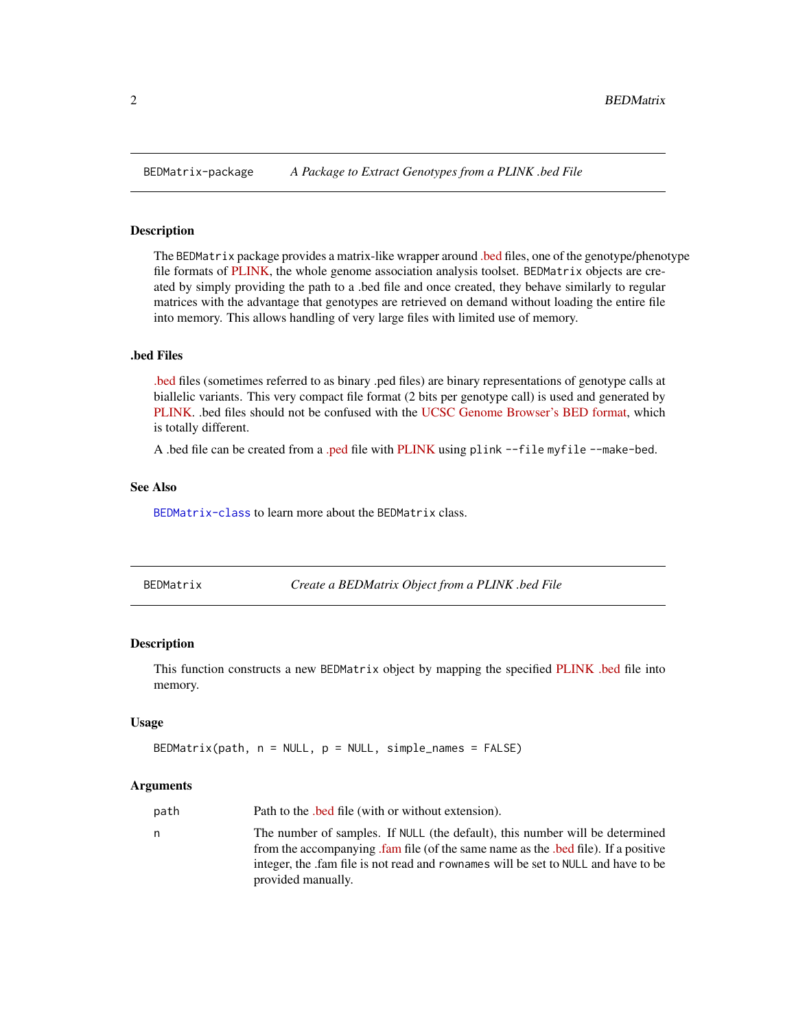## BEDMatrix-package — *A Package to Extract Genotypes from a PLINK .bed File*

### Description

The `BEDMatrix` package provides a matrix-like wrapper around .bed files, one of the genotype/phenotype file formats of PLINK, the whole genome association analysis toolset. `BEDMatrix` objects are created by simply providing the path to a .bed file and once created, they behave similarly to regular matrices with the advantage that genotypes are retrieved on demand without loading the entire file into memory. This allows handling of very large files with limited use of memory.

### .bed Files

.bed files (sometimes referred to as binary .ped files) are binary representations of genotype calls at biallelic variants. This very compact file format (2 bits per genotype call) is used and generated by PLINK. .bed files should not be confused with the UCSC Genome Browser's BED format, which is totally different.

A .bed file can be created from a .ped file with PLINK using `plink --file myfile --make-bed`.

### See Also

`BEDMatrix-class` to learn more about the `BEDMatrix` class.

## BEDMatrix — *Create a BEDMatrix Object from a PLINK .bed File*

### Description

This function constructs a new `BEDMatrix` object by mapping the specified PLINK .bed file into memory.

### Usage

```
BEDMatrix(path, n = NULL, p = NULL, simple_names = FALSE)
```

### Arguments

| | |
|---|---|
| `path` | Path to the .bed file (with or without extension). |
| `n` | The number of samples. If `NULL` (the default), this number will be determined from the accompanying .fam file (of the same name as the .bed file). If a positive integer, the .fam file is not read and `rownames` will be set to `NULL` and have to be provided manually. |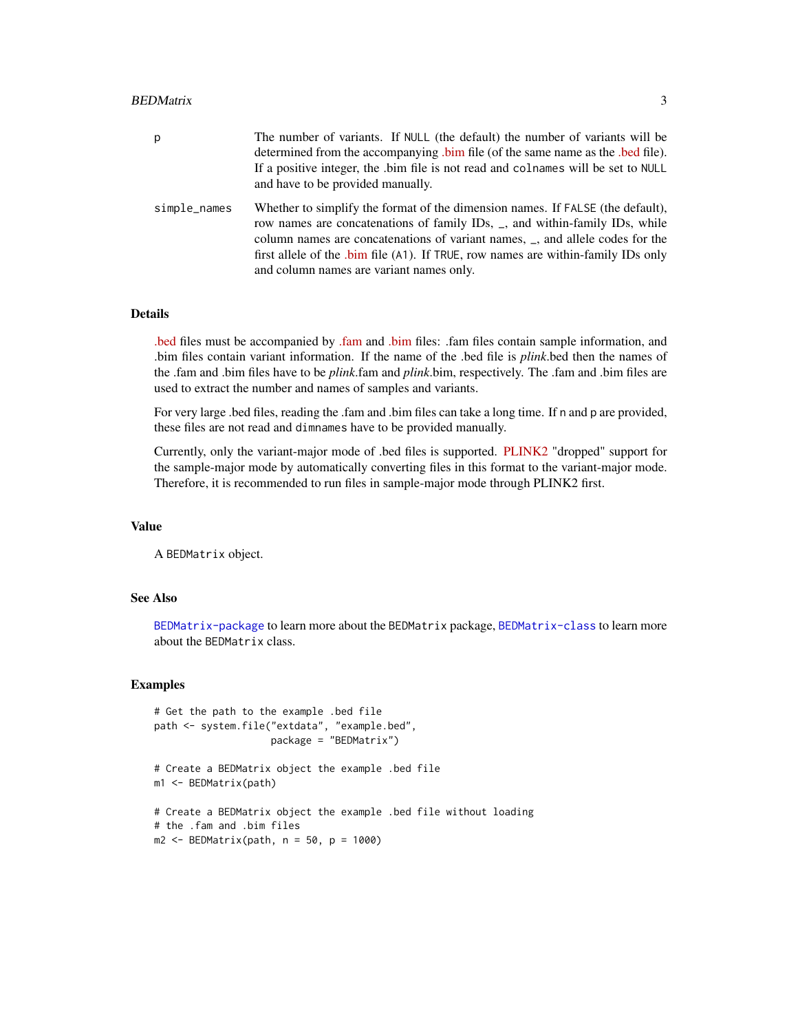| | |
|---|---|
| p | The number of variants. If NULL (the default) the number of variants will be determined from the accompanying .bim file (of the same name as the .bed file). If a positive integer, the .bim file is not read and colnames will be set to NULL and have to be provided manually. |
| simple_names | Whether to simplify the format of the dimension names. If FALSE (the default), row names are concatenations of family IDs, _, and within-family IDs, while column names are concatenations of variant names, _, and allele codes for the first allele of the .bim file (A1). If TRUE, row names are within-family IDs only and column names are variant names only. |

## Details

.bed files must be accompanied by .fam and .bim files: .fam files contain sample information, and .bim files contain variant information. If the name of the .bed file is *plink*.bed then the names of the .fam and .bim files have to be *plink*.fam and *plink*.bim, respectively. The .fam and .bim files are used to extract the number and names of samples and variants.

For very large .bed files, reading the .fam and .bim files can take a long time. If n and p are provided, these files are not read and dimnames have to be provided manually.

Currently, only the variant-major mode of .bed files is supported. PLINK2 "dropped" support for the sample-major mode by automatically converting files in this format to the variant-major mode. Therefore, it is recommended to run files in sample-major mode through PLINK2 first.

## Value

A BEDMatrix object.

## See Also

BEDMatrix-package to learn more about the BEDMatrix package, BEDMatrix-class to learn more about the BEDMatrix class.

## Examples

```
# Get the path to the example .bed file
path <- system.file("extdata", "example.bed",
                    package = "BEDMatrix")

# Create a BEDMatrix object the example .bed file
m1 <- BEDMatrix(path)

# Create a BEDMatrix object the example .bed file without loading
# the .fam and .bim files
m2 <- BEDMatrix(path, n = 50, p = 1000)
```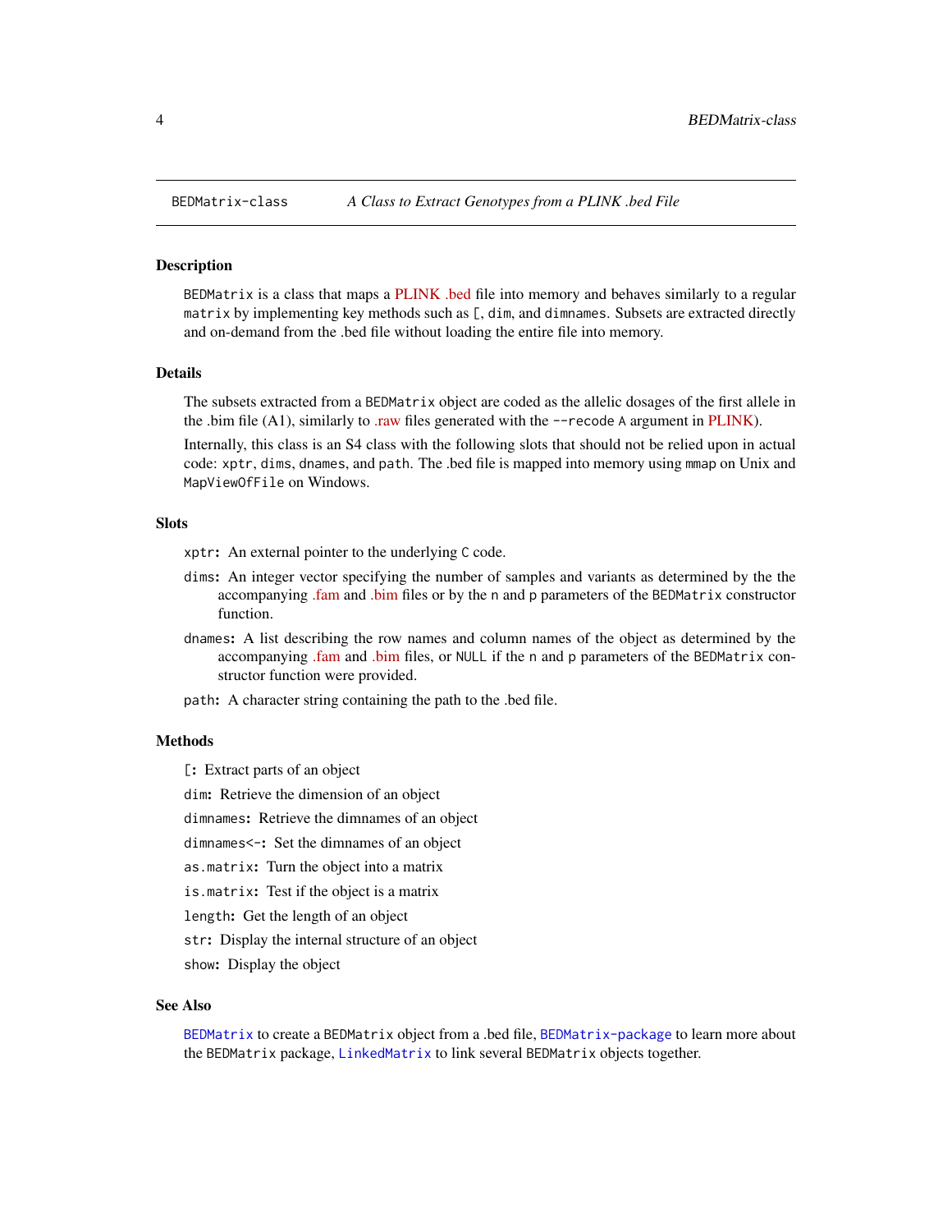BEDMatrix-class *A Class to Extract Genotypes from a PLINK .bed File*

### Description

BEDMatrix is a class that maps a PLINK .bed file into memory and behaves similarly to a regular matrix by implementing key methods such as [, dim, and dimnames. Subsets are extracted directly and on-demand from the .bed file without loading the entire file into memory.

### Details

The subsets extracted from a BEDMatrix object are coded as the allelic dosages of the first allele in the .bim file (A1), similarly to .raw files generated with the --recode A argument in PLINK).

Internally, this class is an S4 class with the following slots that should not be relied upon in actual code: xptr, dims, dnames, and path. The .bed file is mapped into memory using mmap on Unix and MapViewOfFile on Windows.

### Slots

- **xptr:** An external pointer to the underlying C code.
- **dims:** An integer vector specifying the number of samples and variants as determined by the the accompanying .fam and .bim files or by the n and p parameters of the BEDMatrix constructor function.
- **dnames:** A list describing the row names and column names of the object as determined by the accompanying .fam and .bim files, or NULL if the n and p parameters of the BEDMatrix constructor function were provided.
- **path:** A character string containing the path to the .bed file.

### Methods

- **[:** Extract parts of an object
- **dim:** Retrieve the dimension of an object
- **dimnames:** Retrieve the dimnames of an object
- **dimnames<-:** Set the dimnames of an object
- **as.matrix:** Turn the object into a matrix
- **is.matrix:** Test if the object is a matrix
- **length:** Get the length of an object
- **str:** Display the internal structure of an object
- **show:** Display the object

### See Also

BEDMatrix to create a BEDMatrix object from a .bed file, BEDMatrix-package to learn more about the BEDMatrix package, LinkedMatrix to link several BEDMatrix objects together.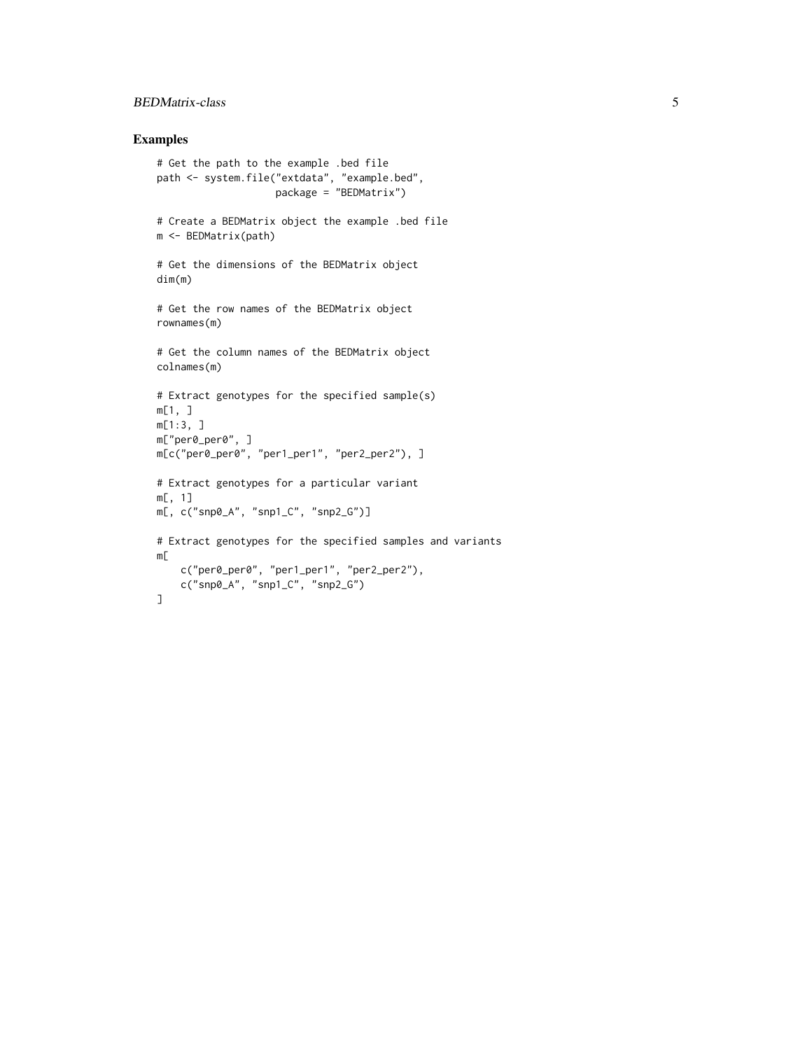## Examples

```
# Get the path to the example .bed file
path <- system.file("extdata", "example.bed",
                    package = "BEDMatrix")

# Create a BEDMatrix object the example .bed file
m <- BEDMatrix(path)

# Get the dimensions of the BEDMatrix object
dim(m)

# Get the row names of the BEDMatrix object
rownames(m)

# Get the column names of the BEDMatrix object
colnames(m)

# Extract genotypes for the specified sample(s)
m[1, ]
m[1:3, ]
m["per0_per0", ]
m[c("per0_per0", "per1_per1", "per2_per2"), ]

# Extract genotypes for a particular variant
m[, 1]
m[, c("snp0_A", "snp1_C", "snp2_G")]

# Extract genotypes for the specified samples and variants
m[
    c("per0_per0", "per1_per1", "per2_per2"),
    c("snp0_A", "snp1_C", "snp2_G")
]
```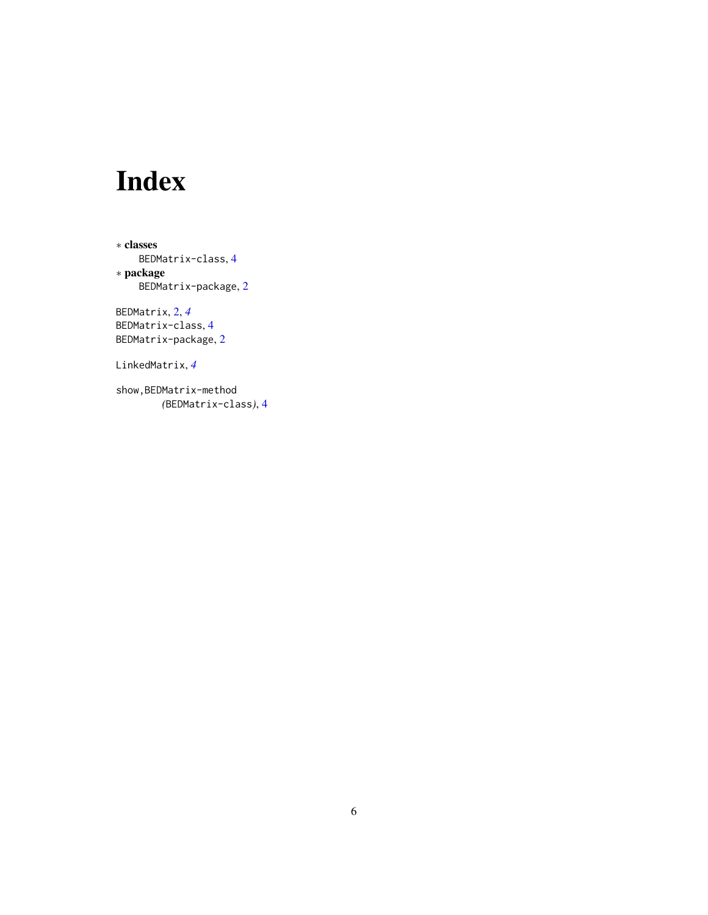# Index

∗ **classes**
    BEDMatrix-class, 4
∗ **package**
    BEDMatrix-package, 2

BEDMatrix, 2, *4*
BEDMatrix-class, 4
BEDMatrix-package, 2

LinkedMatrix, *4*

show,BEDMatrix-method
        *(*BEDMatrix-class*)*, 4